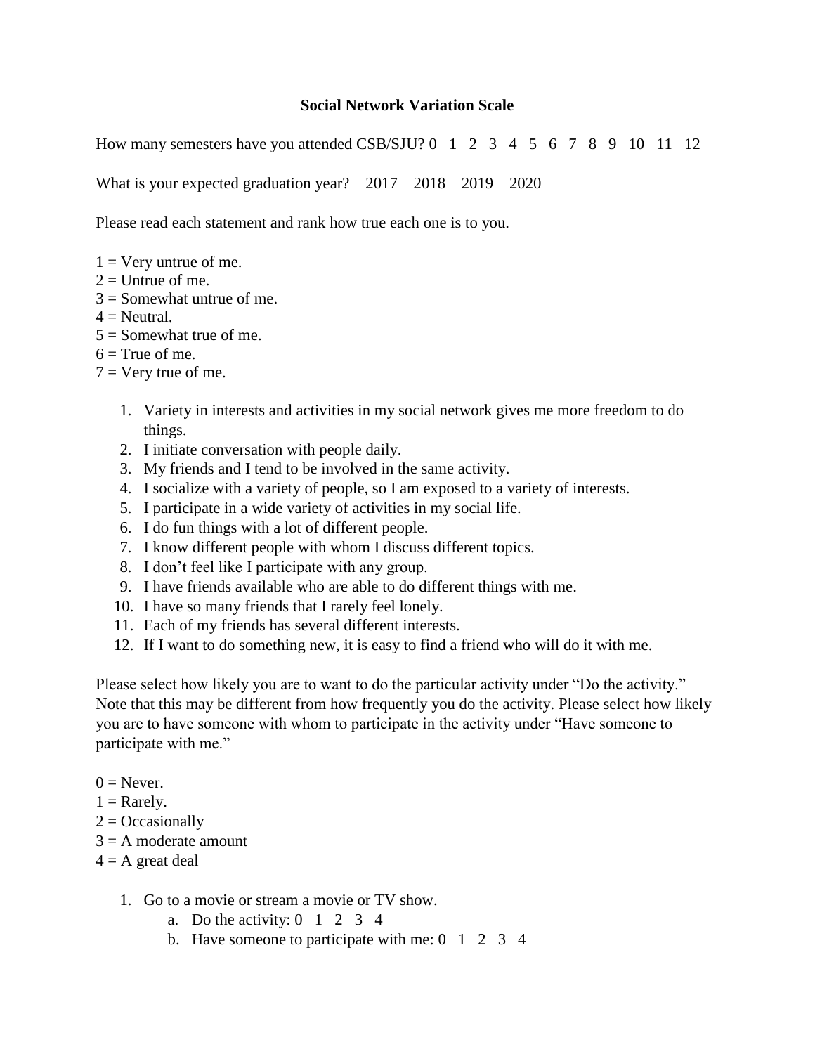**Social Network Variation Scale**

How many semesters have you attended CSB/SJU? 0 1 2 3 4 5 6 7 8 9 10 11 12

What is your expected graduation year? 2017 2018 2019 2020

Please read each statement and rank how true each one is to you.

1 = Very untrue of me.
2 = Untrue of me.
3 = Somewhat untrue of me.
4 = Neutral.
5 = Somewhat true of me.
6 = True of me.
7 = Very true of me.

1. Variety in interests and activities in my social network gives me more freedom to do things.
2. I initiate conversation with people daily.
3. My friends and I tend to be involved in the same activity.
4. I socialize with a variety of people, so I am exposed to a variety of interests.
5. I participate in a wide variety of activities in my social life.
6. I do fun things with a lot of different people.
7. I know different people with whom I discuss different topics.
8. I don't feel like I participate with any group.
9. I have friends available who are able to do different things with me.
10. I have so many friends that I rarely feel lonely.
11. Each of my friends has several different interests.
12. If I want to do something new, it is easy to find a friend who will do it with me.

Please select how likely you are to want to do the particular activity under "Do the activity." Note that this may be different from how frequently you do the activity. Please select how likely you are to have someone with whom to participate in the activity under "Have someone to participate with me."

0 = Never.
1 = Rarely.
2 = Occasionally
3 = A moderate amount
4 = A great deal

1. Go to a movie or stream a movie or TV show.
    a. Do the activity: 0 1 2 3 4
    b. Have someone to participate with me: 0 1 2 3 4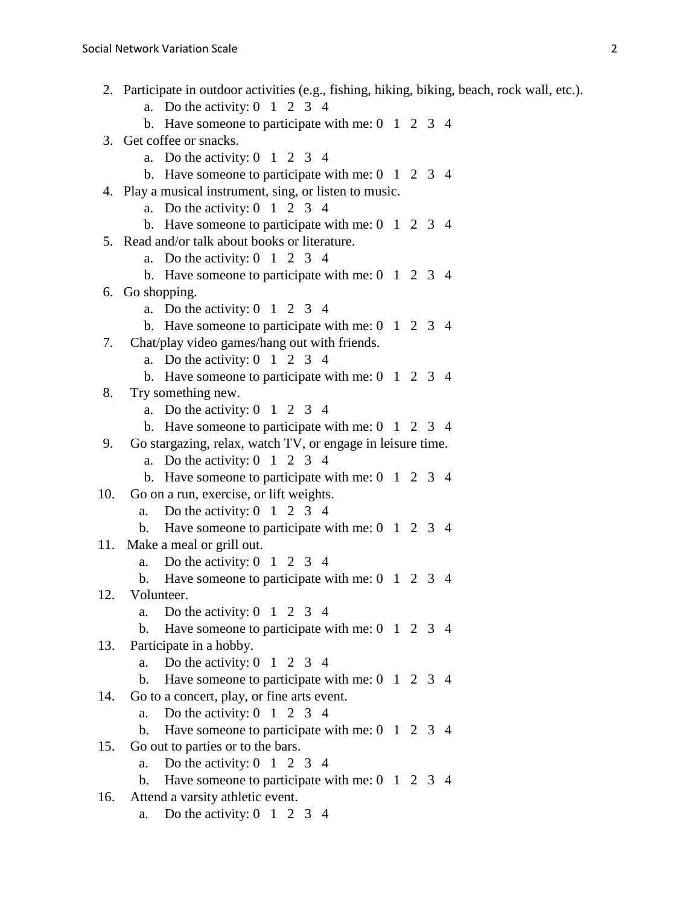2. Participate in outdoor activities (e.g., fishing, hiking, biking, beach, rock wall, etc.).
    a. Do the activity: 0 1 2 3 4
    b. Have someone to participate with me: 0 1 2 3 4
3. Get coffee or snacks.
    a. Do the activity: 0 1 2 3 4
    b. Have someone to participate with me: 0 1 2 3 4
4. Play a musical instrument, sing, or listen to music.
    a. Do the activity: 0 1 2 3 4
    b. Have someone to participate with me: 0 1 2 3 4
5. Read and/or talk about books or literature.
    a. Do the activity: 0 1 2 3 4
    b. Have someone to participate with me: 0 1 2 3 4
6. Go shopping.
    a. Do the activity: 0 1 2 3 4
    b. Have someone to participate with me: 0 1 2 3 4
7. Chat/play video games/hang out with friends.
    a. Do the activity: 0 1 2 3 4
    b. Have someone to participate with me: 0 1 2 3 4
8. Try something new.
    a. Do the activity: 0 1 2 3 4
    b. Have someone to participate with me: 0 1 2 3 4
9. Go stargazing, relax, watch TV, or engage in leisure time.
    a. Do the activity: 0 1 2 3 4
    b. Have someone to participate with me: 0 1 2 3 4
10. Go on a run, exercise, or lift weights.
    a. Do the activity: 0 1 2 3 4
    b. Have someone to participate with me: 0 1 2 3 4
11. Make a meal or grill out.
    a. Do the activity: 0 1 2 3 4
    b. Have someone to participate with me: 0 1 2 3 4
12. Volunteer.
    a. Do the activity: 0 1 2 3 4
    b. Have someone to participate with me: 0 1 2 3 4
13. Participate in a hobby.
    a. Do the activity: 0 1 2 3 4
    b. Have someone to participate with me: 0 1 2 3 4
14. Go to a concert, play, or fine arts event.
    a. Do the activity: 0 1 2 3 4
    b. Have someone to participate with me: 0 1 2 3 4
15. Go out to parties or to the bars.
    a. Do the activity: 0 1 2 3 4
    b. Have someone to participate with me: 0 1 2 3 4
16. Attend a varsity athletic event.
    a. Do the activity: 0 1 2 3 4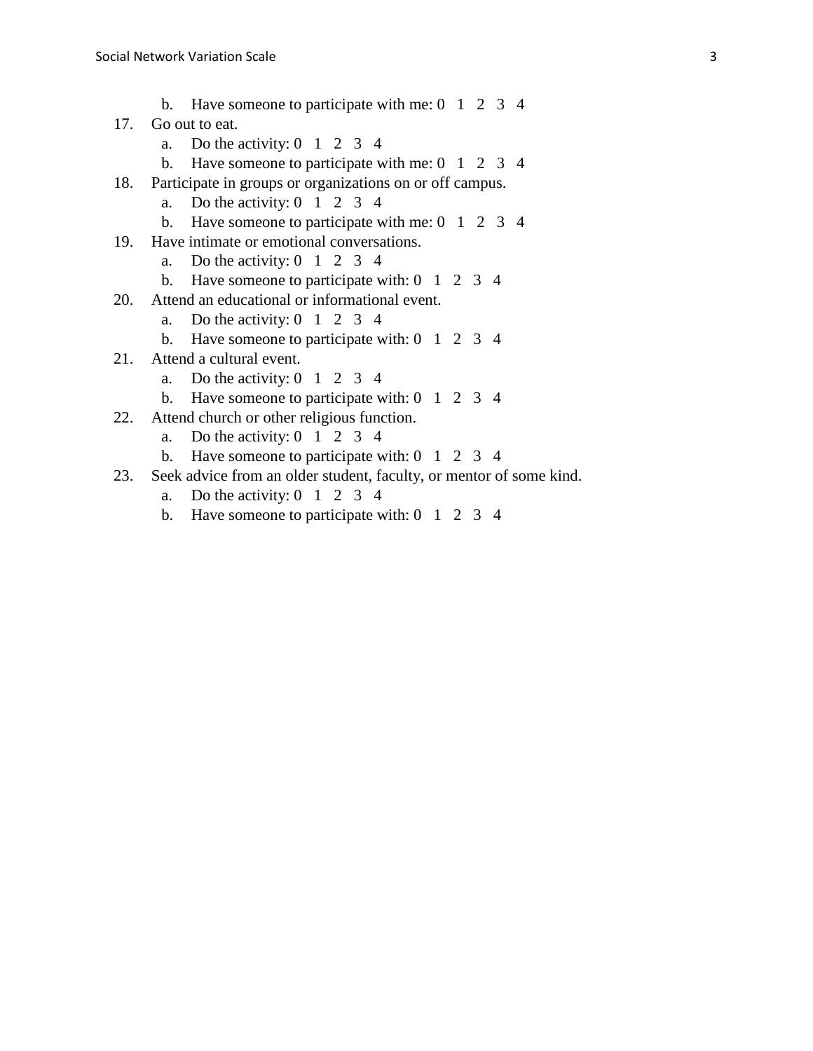b. Have someone to participate with me: 0 1 2 3 4

17. Go out to eat.
    a. Do the activity: 0 1 2 3 4
    b. Have someone to participate with me: 0 1 2 3 4
18. Participate in groups or organizations on or off campus.
    a. Do the activity: 0 1 2 3 4
    b. Have someone to participate with me: 0 1 2 3 4
19. Have intimate or emotional conversations.
    a. Do the activity: 0 1 2 3 4
    b. Have someone to participate with: 0 1 2 3 4
20. Attend an educational or informational event.
    a. Do the activity: 0 1 2 3 4
    b. Have someone to participate with: 0 1 2 3 4
21. Attend a cultural event.
    a. Do the activity: 0 1 2 3 4
    b. Have someone to participate with: 0 1 2 3 4
22. Attend church or other religious function.
    a. Do the activity: 0 1 2 3 4
    b. Have someone to participate with: 0 1 2 3 4
23. Seek advice from an older student, faculty, or mentor of some kind.
    a. Do the activity: 0 1 2 3 4
    b. Have someone to participate with: 0 1 2 3 4